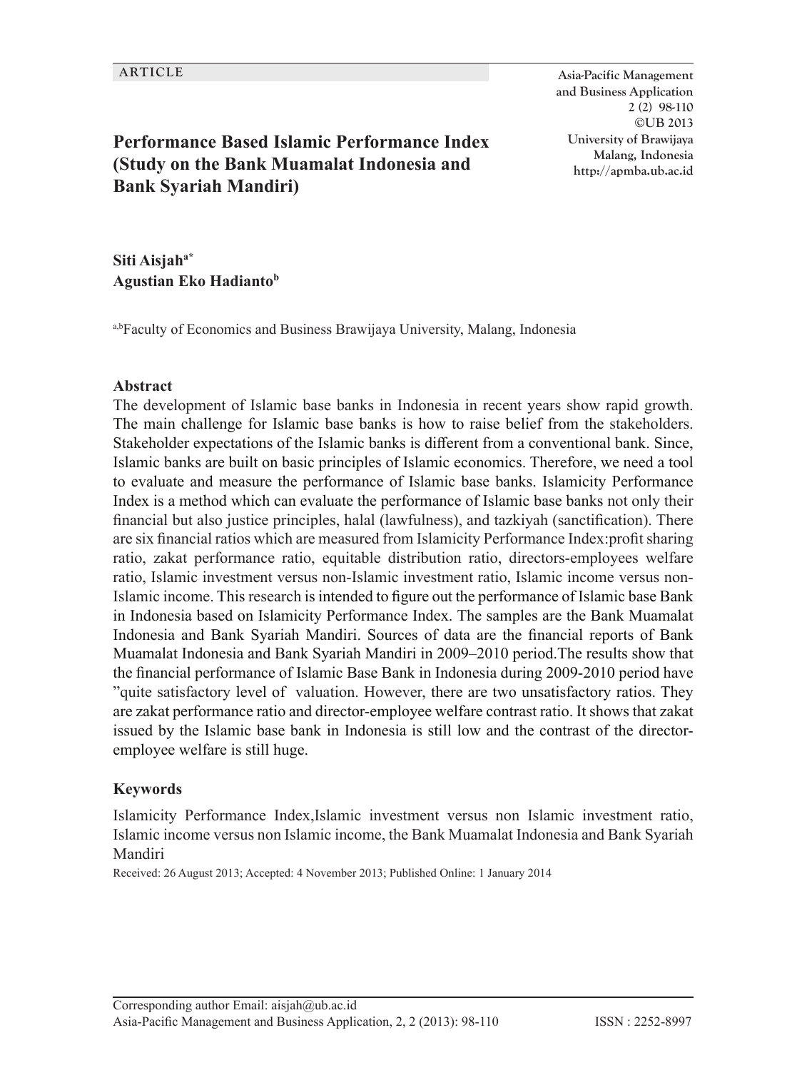ARTICLE

# Performance Based Islamic Performance Index (Study on the Bank Muamalat Indonesia and Bank Syariah Mandiri)

**Siti Aisjah[a*]**
**Agustian Eko Hadianto[b]**

[a,b]Faculty of Economics and Business Brawijaya University, Malang, Indonesia

## Abstract

The development of Islamic base banks in Indonesia in recent years show rapid growth. The main challenge for Islamic base banks is how to raise belief from the stakeholders. Stakeholder expectations of the Islamic banks is different from a conventional bank. Since, Islamic banks are built on basic principles of Islamic economics. Therefore, we need a tool to evaluate and measure the performance of Islamic base banks. Islamicity Performance Index is a method which can evaluate the performance of Islamic base banks not only their financial but also justice principles, halal (lawfulness), and tazkiyah (sanctification). There are six financial ratios which are measured from Islamicity Performance Index:profit sharing ratio, zakat performance ratio, equitable distribution ratio, directors-employees welfare ratio, Islamic investment versus non-Islamic investment ratio, Islamic income versus non-Islamic income. This research is intended to figure out the performance of Islamic base Bank in Indonesia based on Islamicity Performance Index. The samples are the Bank Muamalat Indonesia and Bank Syariah Mandiri. Sources of data are the financial reports of Bank Muamalat Indonesia and Bank Syariah Mandiri in 2009–2010 period.The results show that the financial performance of Islamic Base Bank in Indonesia during 2009-2010 period have "quite satisfactory level of valuation. However, there are two unsatisfactory ratios. They are zakat performance ratio and director-employee welfare contrast ratio. It shows that zakat issued by the Islamic base bank in Indonesia is still low and the contrast of the director-employee welfare is still huge.

## Keywords

Islamicity Performance Index,Islamic investment versus non Islamic investment ratio, Islamic income versus non Islamic income, the Bank Muamalat Indonesia and Bank Syariah Mandiri

Received: 26 August 2013; Accepted: 4 November 2013; Published Online: 1 January 2014

Corresponding author Email: aisjah@ub.ac.id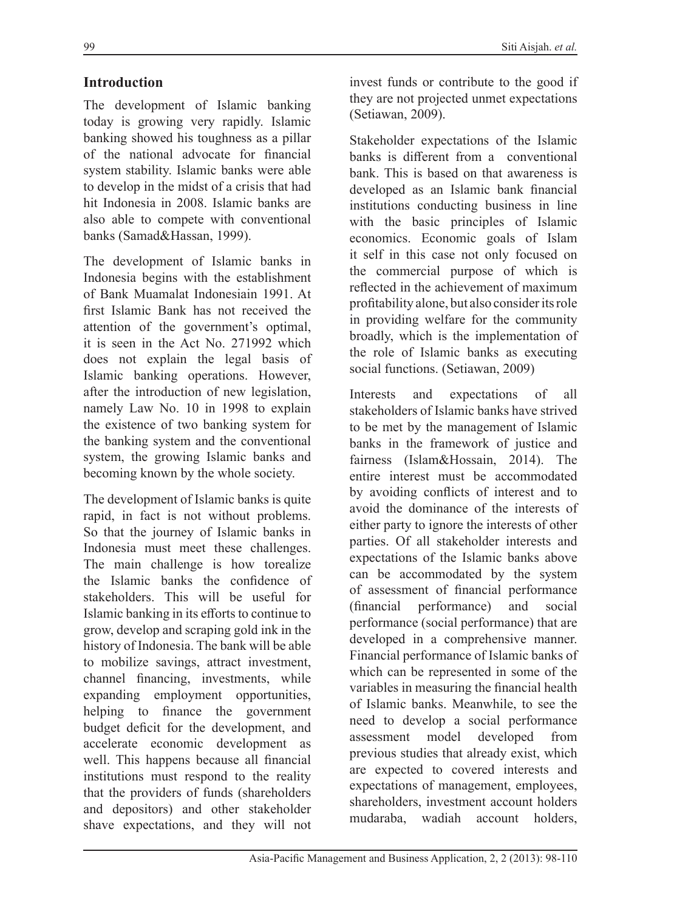## Introduction

The development of Islamic banking today is growing very rapidly. Islamic banking showed his toughness as a pillar of the national advocate for financial system stability. Islamic banks were able to develop in the midst of a crisis that had hit Indonesia in 2008. Islamic banks are also able to compete with conventional banks (Samad&Hassan, 1999).

The development of Islamic banks in Indonesia begins with the establishment of Bank Muamalat Indonesiain 1991. At first Islamic Bank has not received the attention of the government's optimal, it is seen in the Act No. 271992 which does not explain the legal basis of Islamic banking operations. However, after the introduction of new legislation, namely Law No. 10 in 1998 to explain the existence of two banking system for the banking system and the conventional system, the growing Islamic banks and becoming known by the whole society.

The development of Islamic banks is quite rapid, in fact is not without problems. So that the journey of Islamic banks in Indonesia must meet these challenges. The main challenge is how torealize the Islamic banks the confidence of stakeholders. This will be useful for Islamic banking in its efforts to continue to grow, develop and scraping gold ink in the history of Indonesia. The bank will be able to mobilize savings, attract investment, channel financing, investments, while expanding employment opportunities, helping to finance the government budget deficit for the development, and accelerate economic development as well. This happens because all financial institutions must respond to the reality that the providers of funds (shareholders and depositors) and other stakeholder shave expectations, and they will not invest funds or contribute to the good if they are not projected unmet expectations (Setiawan, 2009).

Stakeholder expectations of the Islamic banks is different from a conventional bank. This is based on that awareness is developed as an Islamic bank financial institutions conducting business in line with the basic principles of Islamic economics. Economic goals of Islam it self in this case not only focused on the commercial purpose of which is reflected in the achievement of maximum profitability alone, but also consider its role in providing welfare for the community broadly, which is the implementation of the role of Islamic banks as executing social functions. (Setiawan, 2009)

Interests and expectations of all stakeholders of Islamic banks have strived to be met by the management of Islamic banks in the framework of justice and fairness (Islam&Hossain, 2014). The entire interest must be accommodated by avoiding conflicts of interest and to avoid the dominance of the interests of either party to ignore the interests of other parties. Of all stakeholder interests and expectations of the Islamic banks above can be accommodated by the system of assessment of financial performance (financial performance) and social performance (social performance) that are developed in a comprehensive manner. Financial performance of Islamic banks of which can be represented in some of the variables in measuring the financial health of Islamic banks. Meanwhile, to see the need to develop a social performance assessment model developed from previous studies that already exist, which are expected to covered interests and expectations of management, employees, shareholders, investment account holders mudaraba, wadiah account holders,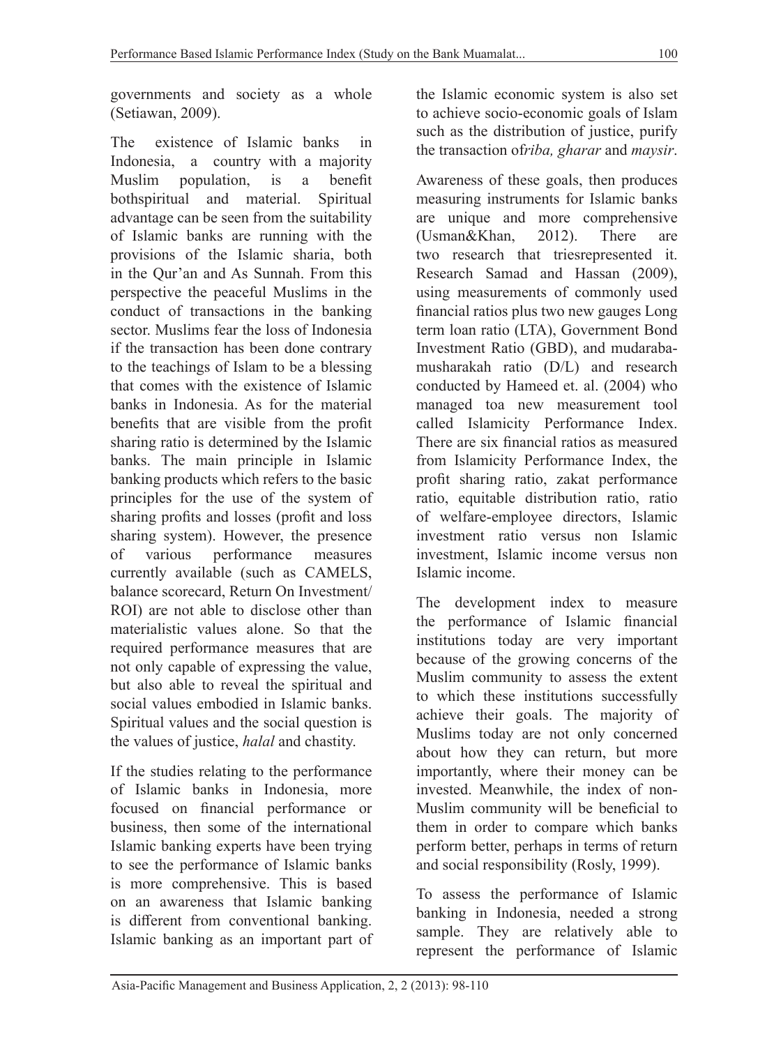governments and society as a whole (Setiawan, 2009).

The existence of Islamic banks in Indonesia, a country with a majority Muslim population, is a benefit bothspiritual and material. Spiritual advantage can be seen from the suitability of Islamic banks are running with the provisions of the Islamic sharia, both in the Qur'an and As Sunnah. From this perspective the peaceful Muslims in the conduct of transactions in the banking sector. Muslims fear the loss of Indonesia if the transaction has been done contrary to the teachings of Islam to be a blessing that comes with the existence of Islamic banks in Indonesia. As for the material benefits that are visible from the profit sharing ratio is determined by the Islamic banks. The main principle in Islamic banking products which refers to the basic principles for the use of the system of sharing profits and losses (profit and loss sharing system). However, the presence of various performance measures currently available (such as CAMELS, balance scorecard, Return On Investment/ ROI) are not able to disclose other than materialistic values alone. So that the required performance measures that are not only capable of expressing the value, but also able to reveal the spiritual and social values embodied in Islamic banks. Spiritual values and the social question is the values of justice, *halal* and chastity.

If the studies relating to the performance of Islamic banks in Indonesia, more focused on financial performance or business, then some of the international Islamic banking experts have been trying to see the performance of Islamic banks is more comprehensive. This is based on an awareness that Islamic banking is different from conventional banking. Islamic banking as an important part of the Islamic economic system is also set to achieve socio-economic goals of Islam such as the distribution of justice, purify the transaction of*riba, gharar* and *maysir*.

Awareness of these goals, then produces measuring instruments for Islamic banks are unique and more comprehensive (Usman&Khan, 2012). There are two research that triesrepresented it. Research Samad and Hassan (2009), using measurements of commonly used financial ratios plus two new gauges Long term loan ratio (LTA), Government Bond Investment Ratio (GBD), and mudaraba-musharakah ratio (D/L) and research conducted by Hameed et. al. (2004) who managed toa new measurement tool called Islamicity Performance Index. There are six financial ratios as measured from Islamicity Performance Index, the profit sharing ratio, zakat performance ratio, equitable distribution ratio, ratio of welfare-employee directors, Islamic investment ratio versus non Islamic investment, Islamic income versus non Islamic income.

The development index to measure the performance of Islamic financial institutions today are very important because of the growing concerns of the Muslim community to assess the extent to which these institutions successfully achieve their goals. The majority of Muslims today are not only concerned about how they can return, but more importantly, where their money can be invested. Meanwhile, the index of non-Muslim community will be beneficial to them in order to compare which banks perform better, perhaps in terms of return and social responsibility (Rosly, 1999).

To assess the performance of Islamic banking in Indonesia, needed a strong sample. They are relatively able to represent the performance of Islamic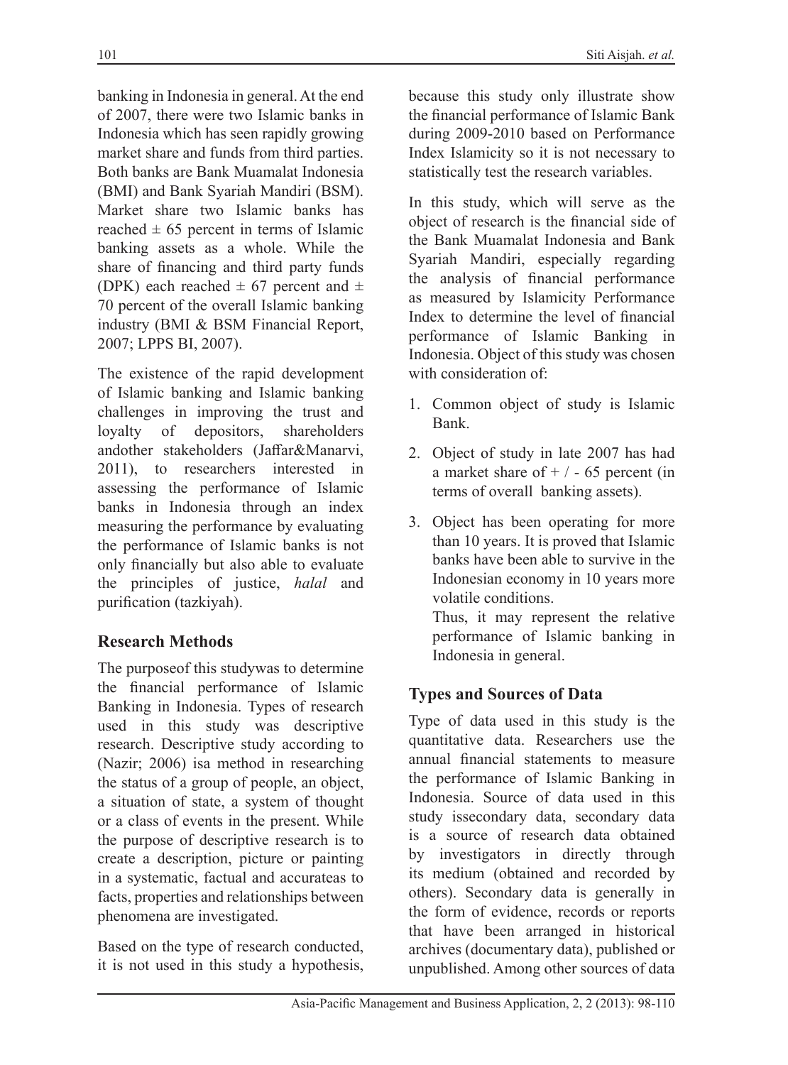banking in Indonesia in general. At the end of 2007, there were two Islamic banks in Indonesia which has seen rapidly growing market share and funds from third parties. Both banks are Bank Muamalat Indonesia (BMI) and Bank Syariah Mandiri (BSM). Market share two Islamic banks has reached ± 65 percent in terms of Islamic banking assets as a whole. While the share of financing and third party funds (DPK) each reached ± 67 percent and ± 70 percent of the overall Islamic banking industry (BMI & BSM Financial Report, 2007; LPPS BI, 2007).

The existence of the rapid development of Islamic banking and Islamic banking challenges in improving the trust and loyalty of depositors, shareholders andother stakeholders (Jaffar&Manarvi, 2011), to researchers interested in assessing the performance of Islamic banks in Indonesia through an index measuring the performance by evaluating the performance of Islamic banks is not only financially but also able to evaluate the principles of justice, *halal* and purification (tazkiyah).

## Research Methods

The purposeof this studywas to determine the financial performance of Islamic Banking in Indonesia. Types of research used in this study was descriptive research. Descriptive study according to (Nazir; 2006) isa method in researching the status of a group of people, an object, a situation of state, a system of thought or a class of events in the present. While the purpose of descriptive research is to create a description, picture or painting in a systematic, factual and accurateas to facts, properties and relationships between phenomena are investigated.

Based on the type of research conducted, it is not used in this study a hypothesis, because this study only illustrate show the financial performance of Islamic Bank during 2009-2010 based on Performance Index Islamicity so it is not necessary to statistically test the research variables.

In this study, which will serve as the object of research is the financial side of the Bank Muamalat Indonesia and Bank Syariah Mandiri, especially regarding the analysis of financial performance as measured by Islamicity Performance Index to determine the level of financial performance of Islamic Banking in Indonesia. Object of this study was chosen with consideration of:

1. Common object of study is Islamic Bank.
2. Object of study in late 2007 has had a market share of + / - 65 percent (in terms of overall banking assets).
3. Object has been operating for more than 10 years. It is proved that Islamic banks have been able to survive in the Indonesian economy in 10 years more volatile conditions.

   Thus, it may represent the relative performance of Islamic banking in Indonesia in general.

## Types and Sources of Data

Type of data used in this study is the quantitative data. Researchers use the annual financial statements to measure the performance of Islamic Banking in Indonesia. Source of data used in this study issecondary data, secondary data is a source of research data obtained by investigators in directly through its medium (obtained and recorded by others). Secondary data is generally in the form of evidence, records or reports that have been arranged in historical archives (documentary data), published or unpublished. Among other sources of data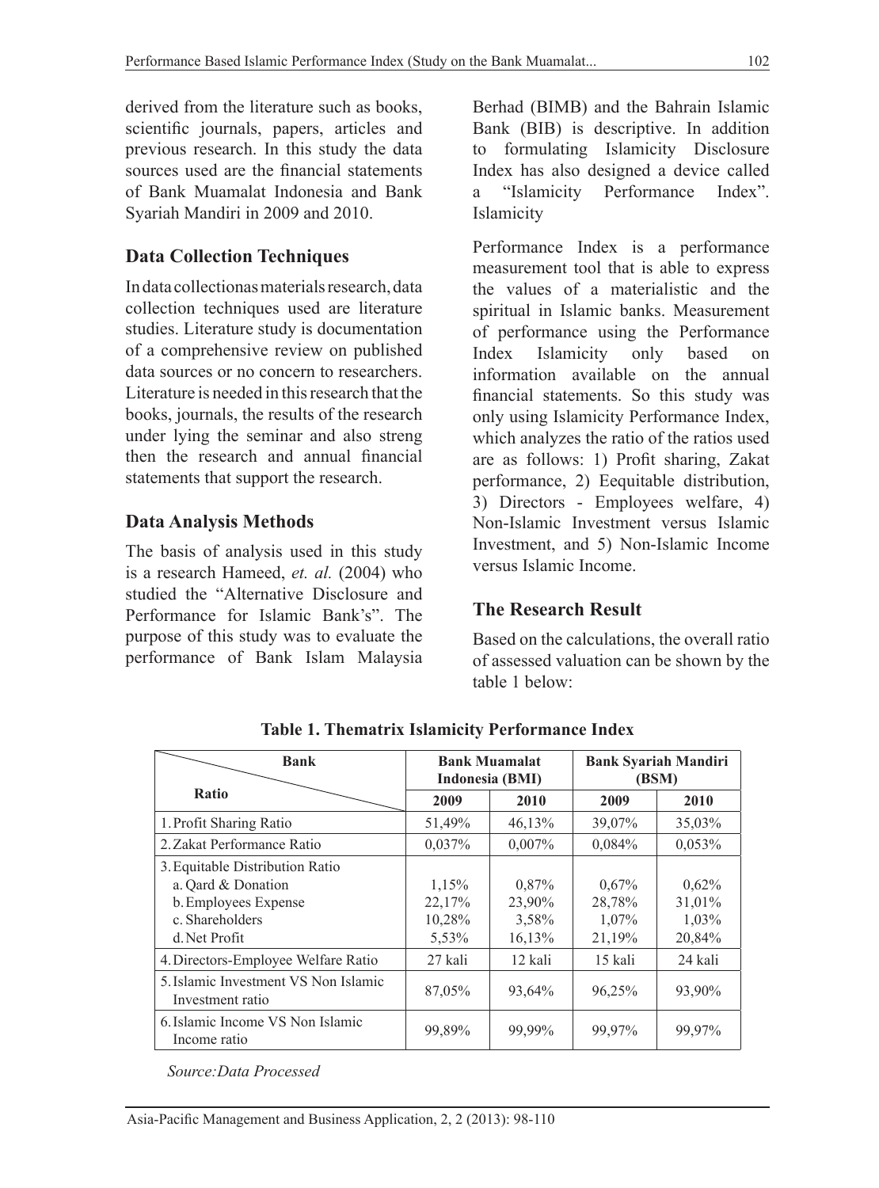derived from the literature such as books, scientific journals, papers, articles and previous research. In this study the data sources used are the financial statements of Bank Muamalat Indonesia and Bank Syariah Mandiri in 2009 and 2010.

## Data Collection Techniques

In data collectionas materials research, data collection techniques used are literature studies. Literature study is documentation of a comprehensive review on published data sources or no concern to researchers. Literature is needed in this research that the books, journals, the results of the research under lying the seminar and also streng then the research and annual financial statements that support the research.

## Data Analysis Methods

The basis of analysis used in this study is a research Hameed, *et. al.* (2004) who studied the "Alternative Disclosure and Performance for Islamic Bank's". The purpose of this study was to evaluate the performance of Bank Islam Malaysia Berhad (BIMB) and the Bahrain Islamic Bank (BIB) is descriptive. In addition to formulating Islamicity Disclosure Index has also designed a device called a "Islamicity Performance Index". Islamicity

Performance Index is a performance measurement tool that is able to express the values of a materialistic and the spiritual in Islamic banks. Measurement of performance using the Performance Index Islamicity only based on information available on the annual financial statements. So this study was only using Islamicity Performance Index, which analyzes the ratio of the ratios used are as follows: 1) Profit sharing, Zakat performance, 2) Eequitable distribution, 3) Directors - Employees welfare, 4) Non-Islamic Investment versus Islamic Investment, and 5) Non-Islamic Income versus Islamic Income.

## The Research Result

Based on the calculations, the overall ratio of assessed valuation can be shown by the table 1 below:

**Table 1. Thematrix Islamicity Performance Index**

| Bank / Ratio | Bank Muamalat Indonesia (BMI) | | Bank Syariah Mandiri (BSM) | |
|---|---|---|---|---|
| | 2009 | 2010 | 2009 | 2010 |
| 1. Profit Sharing Ratio | 51,49% | 46,13% | 39,07% | 35,03% |
| 2. Zakat Performance Ratio | 0,037% | 0,007% | 0,084% | 0,053% |
| 3. Equitable Distribution Ratio | | | | |
| a. Qard & Donation | 1,15% | 0,87% | 0,67% | 0,62% |
| b. Employees Expense | 22,17% | 23,90% | 28,78% | 31,01% |
| c. Shareholders | 10,28% | 3,58% | 1,07% | 1,03% |
| d. Net Profit | 5,53% | 16,13% | 21,19% | 20,84% |
| 4. Directors-Employee Welfare Ratio | 27 kali | 12 kali | 15 kali | 24 kali |
| 5. Islamic Investment VS Non Islamic Investment ratio | 87,05% | 93,64% | 96,25% | 93,90% |
| 6. Islamic Income VS Non Islamic Income ratio | 99,89% | 99,99% | 99,97% | 99,97% |

*Source:Data Processed*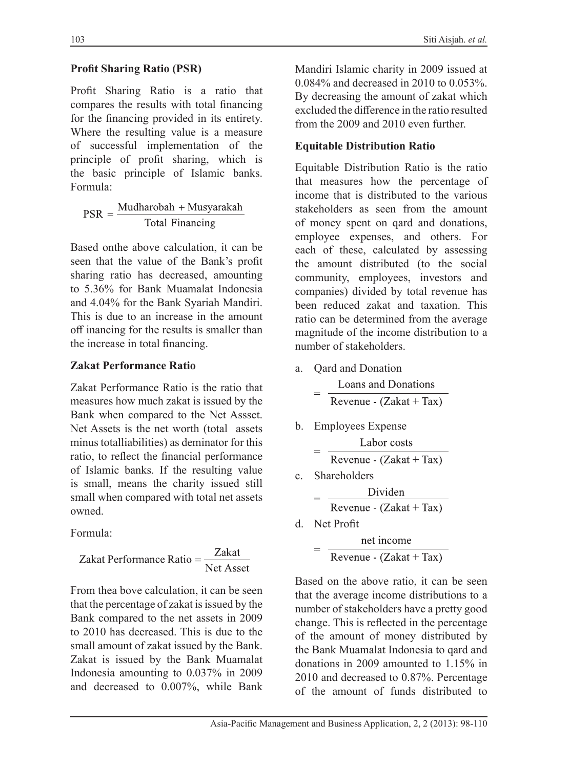**Profit Sharing Ratio (PSR)**

Profit Sharing Ratio is a ratio that compares the results with total financing for the financing provided in its entirety. Where the resulting value is a measure of successful implementation of the principle of profit sharing, which is the basic principle of Islamic banks. Formula:

$$PSR = \frac{\text{Mudharobah} + \text{Musyarakah}}{\text{Total Financing}}$$

Based onthe above calculation, it can be seen that the value of the Bank's profit sharing ratio has decreased, amounting to 5.36% for Bank Muamalat Indonesia and 4.04% for the Bank Syariah Mandiri. This is due to an increase in the amount off inancing for the results is smaller than the increase in total financing.

**Zakat Performance Ratio**

Zakat Performance Ratio is the ratio that measures how much zakat is issued by the Bank when compared to the Net Assset. Net Assets is the net worth (total assets minus totalliabilities) as deminator for this ratio, to reflect the financial performance of Islamic banks. If the resulting value is small, means the charity issued still small when compared with total net assets owned.

Formula:

$$\text{Zakat Performance Ratio} = \frac{\text{Zakat}}{\text{Net Asset}}$$

From thea bove calculation, it can be seen that the percentage of zakat is issued by the Bank compared to the net assets in 2009 to 2010 has decreased. This is due to the small amount of zakat issued by the Bank. Zakat is issued by the Bank Muamalat Indonesia amounting to 0.037% in 2009 and decreased to 0.007%, while Bank Mandiri Islamic charity in 2009 issued at 0.084% and decreased in 2010 to 0.053%. By decreasing the amount of zakat which excluded the difference in the ratio resulted from the 2009 and 2010 even further.

**Equitable Distribution Ratio**

Equitable Distribution Ratio is the ratio that measures how the percentage of income that is distributed to the various stakeholders as seen from the amount of money spent on qard and donations, employee expenses, and others. For each of these, calculated by assessing the amount distributed (to the social community, employees, investors and companies) divided by total revenue has been reduced zakat and taxation. This ratio can be determined from the average magnitude of the income distribution to a number of stakeholders.

a. Qard and Donation

$$= \frac{\text{Loans and Donations}}{\text{Revenue - (Zakat + Tax)}}$$

b. Employees Expense

$$= \frac{\text{Labor costs}}{\text{Revenue - (Zakat + Tax)}}$$

c. Shareholders

$$= \frac{\text{Dividen}}{\text{Revenue - (Zakat + Tax)}}$$

d. Net Profit

$$= \frac{\text{net income}}{\text{Revenue - (Zakat + Tax)}}$$

Based on the above ratio, it can be seen that the average income distributions to a number of stakeholders have a pretty good change. This is reflected in the percentage of the amount of money distributed by the Bank Muamalat Indonesia to qard and donations in 2009 amounted to 1.15% in 2010 and decreased to 0.87%. Percentage of the amount of funds distributed to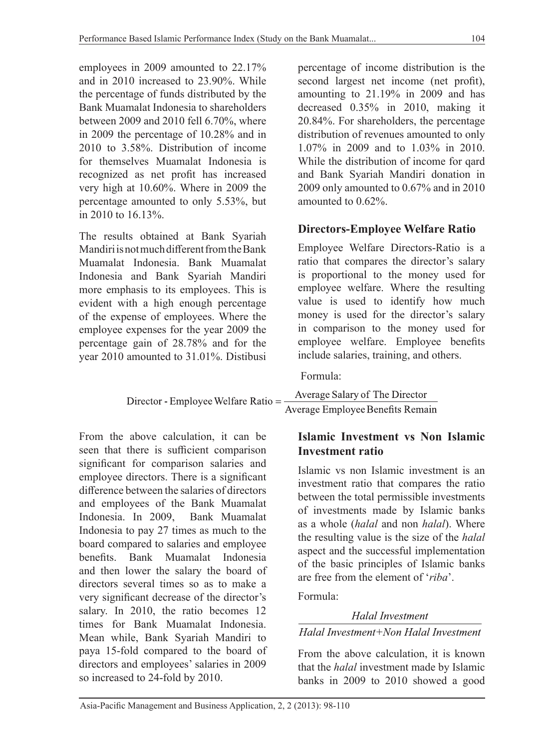employees in 2009 amounted to 22.17% and in 2010 increased to 23.90%. While the percentage of funds distributed by the Bank Muamalat Indonesia to shareholders between 2009 and 2010 fell 6.70%, where in 2009 the percentage of 10.28% and in 2010 to 3.58%. Distribution of income for themselves Muamalat Indonesia is recognized as net profit has increased very high at 10.60%. Where in 2009 the percentage amounted to only 5.53%, but in 2010 to 16.13%.

The results obtained at Bank Syariah Mandiri is not much different from the Bank Muamalat Indonesia. Bank Muamalat Indonesia and Bank Syariah Mandiri more emphasis to its employees. This is evident with a high enough percentage of the expense of employees. Where the employee expenses for the year 2009 the percentage gain of 28.78% and for the year 2010 amounted to 31.01%. Distibusi percentage of income distribution is the second largest net income (net profit), amounting to 21.19% in 2009 and has decreased 0.35% in 2010, making it 20.84%. For shareholders, the percentage distribution of revenues amounted to only 1.07% in 2009 and to 1.03% in 2010. While the distribution of income for qard and Bank Syariah Mandiri donation in 2009 only amounted to 0.67% and in 2010 amounted to 0.62%.

## Directors-Employee Welfare Ratio

Employee Welfare Directors-Ratio is a ratio that compares the director's salary is proportional to the money used for employee welfare. Where the resulting value is used to identify how much money is used for the director's salary in comparison to the money used for employee welfare. Employee benefits include salaries, training, and others.

Formula:

$$\text{Director - Employee Welfare Ratio} = \frac{\text{Average Salary of The Director}}{\text{Average Employee Benefits Remain}}$$

From the above calculation, it can be seen that there is sufficient comparison significant for comparison salaries and employee directors. There is a significant difference between the salaries of directors and employees of the Bank Muamalat Indonesia. In 2009, Bank Muamalat Indonesia to pay 27 times as much to the board compared to salaries and employee benefits. Bank Muamalat Indonesia and then lower the salary the board of directors several times so as to make a very significant decrease of the director's salary. In 2010, the ratio becomes 12 times for Bank Muamalat Indonesia. Mean while, Bank Syariah Mandiri to paya 15-fold compared to the board of directors and employees' salaries in 2009 so increased to 24-fold by 2010.

## Islamic Investment vs Non Islamic Investment ratio

Islamic vs non Islamic investment is an investment ratio that compares the ratio between the total permissible investments of investments made by Islamic banks as a whole (*halal* and non *halal*). Where the resulting value is the size of the *halal* aspect and the successful implementation of the basic principles of Islamic banks are free from the element of '*riba*'.

Formula:

$$\frac{\textit{Halal Investment}}{\textit{Halal Investment} + \textit{Non Halal Investment}}$$

From the above calculation, it is known that the *halal* investment made by Islamic banks in 2009 to 2010 showed a good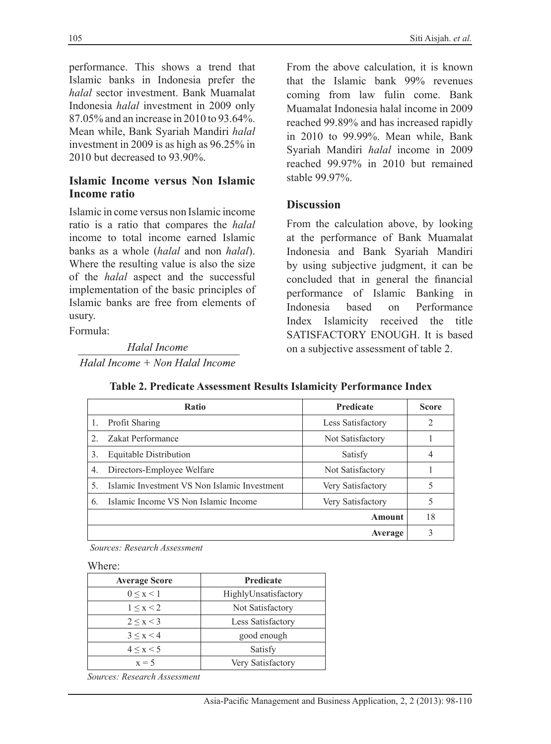performance. This shows a trend that Islamic banks in Indonesia prefer the *halal* sector investment. Bank Muamalat Indonesia *halal* investment in 2009 only 87.05% and an increase in 2010 to 93.64%. Mean while, Bank Syariah Mandiri *halal* investment in 2009 is as high as 96.25% in 2010 but decreased to 93.90%.

### Islamic Income versus Non Islamic Income ratio

Islamic in come versus non Islamic income ratio is a ratio that compares the *halal* income to total income earned Islamic banks as a whole (*halal* and non *halal*). Where the resulting value is also the size of the *halal* aspect and the successful implementation of the basic principles of Islamic banks are free from elements of usury.

Formula:

$$\frac{\textit{Halal Income}}{\textit{Halal Income + Non Halal Income}}$$

From the above calculation, it is known that the Islamic bank 99% revenues coming from law fulin come. Bank Muamalat Indonesia halal income in 2009 reached 99.89% and has increased rapidly in 2010 to 99.99%. Mean while, Bank Syariah Mandiri *halal* income in 2009 reached 99.97% in 2010 but remained stable 99.97%.

### Discussion

From the calculation above, by looking at the performance of Bank Muamalat Indonesia and Bank Syariah Mandiri by using subjective judgment, it can be concluded that in general the financial performance of Islamic Banking in Indonesia based on Performance Index Islamicity received the title SATISFACTORY ENOUGH. It is based on a subjective assessment of table 2.

**Table 2. Predicate Assessment Results Islamicity Performance Index**

| Ratio | Predicate | Score |
|---|---|---|
| 1. Profit Sharing | Less Satisfactory | 2 |
| 2. Zakat Performance | Not Satisfactory | 1 |
| 3. Equitable Distribution | Satisfy | 4 |
| 4. Directors-Employee Welfare | Not Satisfactory | 1 |
| 5. Islamic Investment VS Non Islamic Investment | Very Satisfactory | 5 |
| 6. Islamic Income VS Non Islamic Income | Very Satisfactory | 5 |
| | **Amount** | 18 |
| | **Average** | 3 |

*Sources: Research Assessment*

Where:

| Average Score | Predicate |
|---|---|
| $0 \leq x < 1$ | HighlyUnsatisfactory |
| $1 \leq x < 2$ | Not Satisfactory |
| $2 \leq x < 3$ | Less Satisfactory |
| $3 \leq x < 4$ | good enough |
| $4 \leq x < 5$ | Satisfy |
| $x = 5$ | Very Satisfactory |

*Sources: Research Assessment*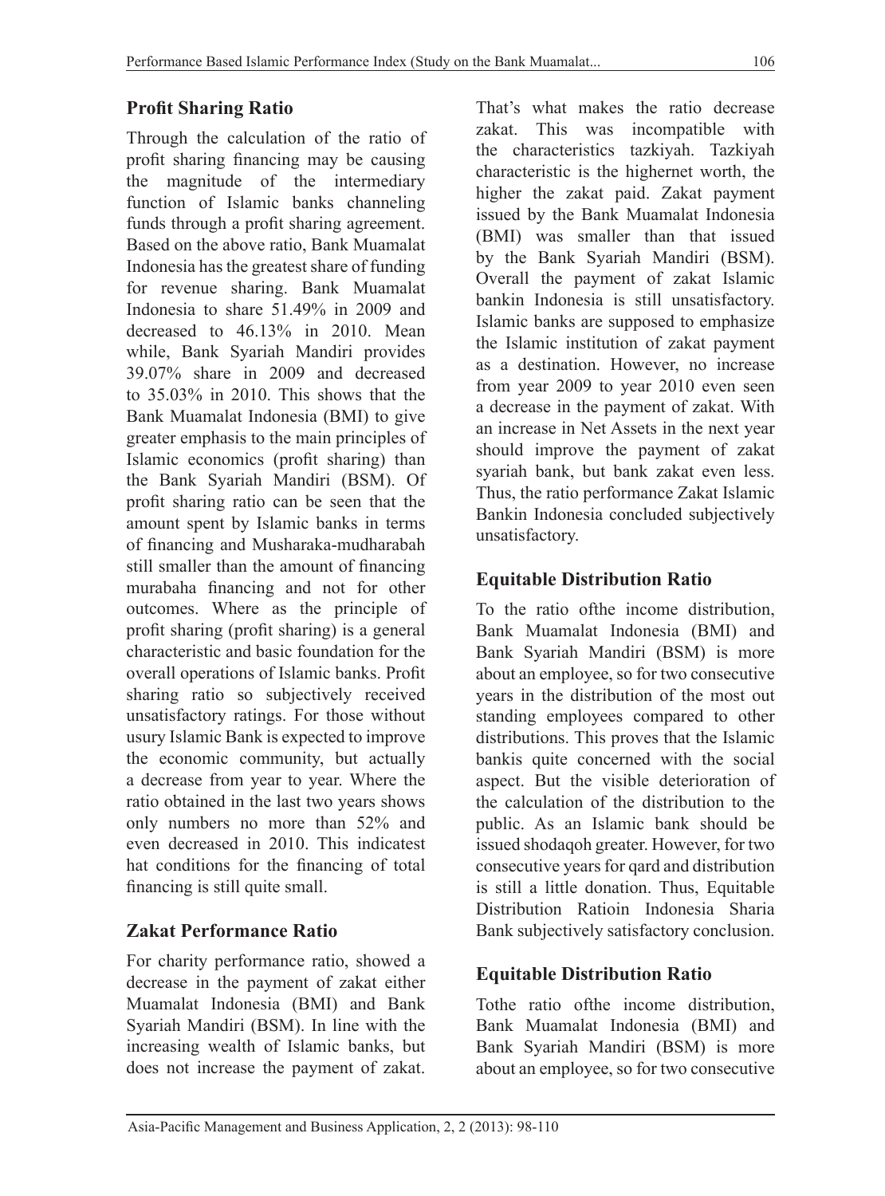## Profit Sharing Ratio

Through the calculation of the ratio of profit sharing financing may be causing the magnitude of the intermediary function of Islamic banks channeling funds through a profit sharing agreement. Based on the above ratio, Bank Muamalat Indonesia has the greatest share of funding for revenue sharing. Bank Muamalat Indonesia to share 51.49% in 2009 and decreased to 46.13% in 2010. Mean while, Bank Syariah Mandiri provides 39.07% share in 2009 and decreased to 35.03% in 2010. This shows that the Bank Muamalat Indonesia (BMI) to give greater emphasis to the main principles of Islamic economics (profit sharing) than the Bank Syariah Mandiri (BSM). Of profit sharing ratio can be seen that the amount spent by Islamic banks in terms of financing and Musharaka-mudharabah still smaller than the amount of financing murabaha financing and not for other outcomes. Where as the principle of profit sharing (profit sharing) is a general characteristic and basic foundation for the overall operations of Islamic banks. Profit sharing ratio so subjectively received unsatisfactory ratings. For those without usury Islamic Bank is expected to improve the economic community, but actually a decrease from year to year. Where the ratio obtained in the last two years shows only numbers no more than 52% and even decreased in 2010. This indicatest hat conditions for the financing of total financing is still quite small.

## Zakat Performance Ratio

For charity performance ratio, showed a decrease in the payment of zakat either Muamalat Indonesia (BMI) and Bank Syariah Mandiri (BSM). In line with the increasing wealth of Islamic banks, but does not increase the payment of zakat. That's what makes the ratio decrease zakat. This was incompatible with the characteristics tazkiyah. Tazkiyah characteristic is the highernet worth, the higher the zakat paid. Zakat payment issued by the Bank Muamalat Indonesia (BMI) was smaller than that issued by the Bank Syariah Mandiri (BSM). Overall the payment of zakat Islamic bankin Indonesia is still unsatisfactory. Islamic banks are supposed to emphasize the Islamic institution of zakat payment as a destination. However, no increase from year 2009 to year 2010 even seen a decrease in the payment of zakat. With an increase in Net Assets in the next year should improve the payment of zakat syariah bank, but bank zakat even less. Thus, the ratio performance Zakat Islamic Bankin Indonesia concluded subjectively unsatisfactory.

## Equitable Distribution Ratio

To the ratio ofthe income distribution, Bank Muamalat Indonesia (BMI) and Bank Syariah Mandiri (BSM) is more about an employee, so for two consecutive years in the distribution of the most out standing employees compared to other distributions. This proves that the Islamic bankis quite concerned with the social aspect. But the visible deterioration of the calculation of the distribution to the public. As an Islamic bank should be issued shodaqoh greater. However, for two consecutive years for qard and distribution is still a little donation. Thus, Equitable Distribution Ratioin Indonesia Sharia Bank subjectively satisfactory conclusion.

## Equitable Distribution Ratio

Tothe ratio ofthe income distribution, Bank Muamalat Indonesia (BMI) and Bank Syariah Mandiri (BSM) is more about an employee, so for two consecutive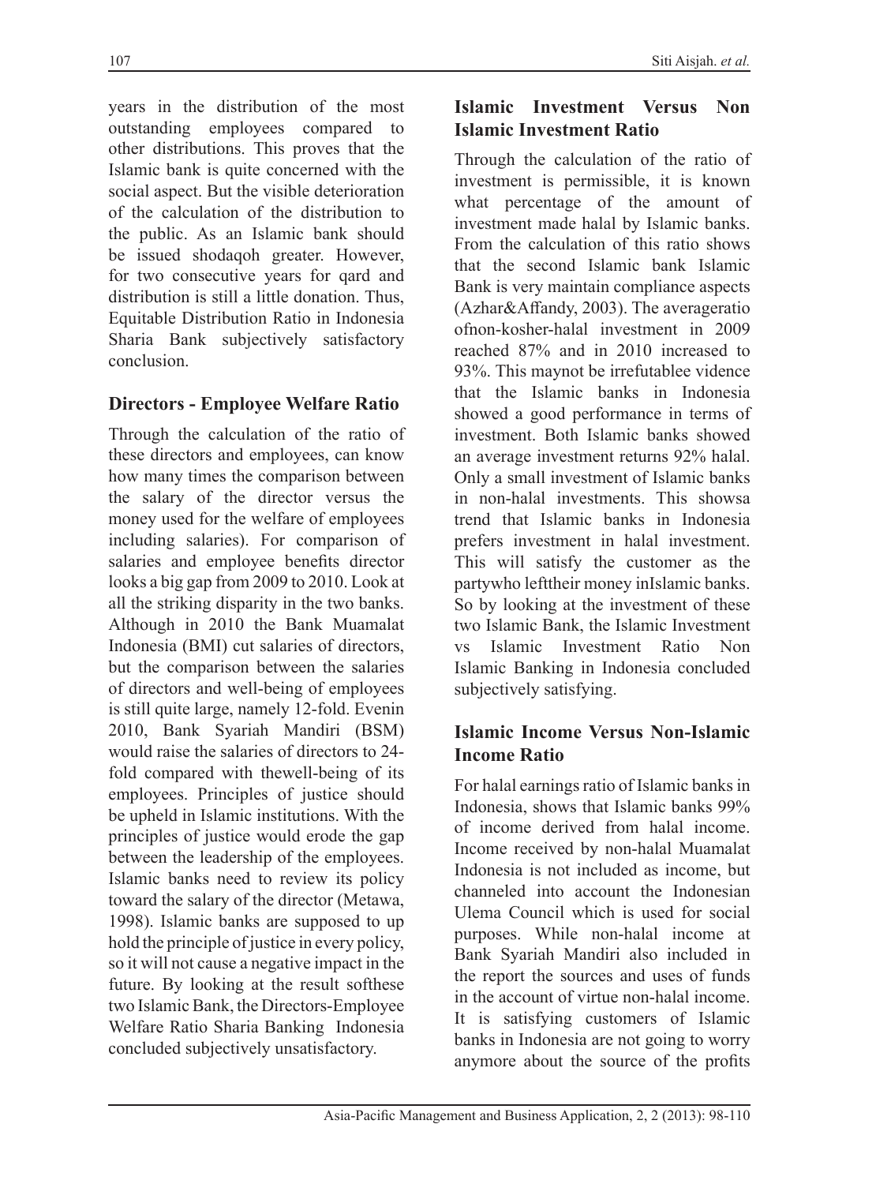years in the distribution of the most outstanding employees compared to other distributions. This proves that the Islamic bank is quite concerned with the social aspect. But the visible deterioration of the calculation of the distribution to the public. As an Islamic bank should be issued shodaqoh greater. However, for two consecutive years for qard and distribution is still a little donation. Thus, Equitable Distribution Ratio in Indonesia Sharia Bank subjectively satisfactory conclusion.

### Directors - Employee Welfare Ratio

Through the calculation of the ratio of these directors and employees, can know how many times the comparison between the salary of the director versus the money used for the welfare of employees including salaries). For comparison of salaries and employee benefits director looks a big gap from 2009 to 2010. Look at all the striking disparity in the two banks. Although in 2010 the Bank Muamalat Indonesia (BMI) cut salaries of directors, but the comparison between the salaries of directors and well-being of employees is still quite large, namely 12-fold. Evenin 2010, Bank Syariah Mandiri (BSM) would raise the salaries of directors to 24-fold compared with thewell-being of its employees. Principles of justice should be upheld in Islamic institutions. With the principles of justice would erode the gap between the leadership of the employees. Islamic banks need to review its policy toward the salary of the director (Metawa, 1998). Islamic banks are supposed to up hold the principle of justice in every policy, so it will not cause a negative impact in the future. By looking at the result softhese two Islamic Bank, the Directors-Employee Welfare Ratio Sharia Banking Indonesia concluded subjectively unsatisfactory.

### Islamic Investment Versus Non Islamic Investment Ratio

Through the calculation of the ratio of investment is permissible, it is known what percentage of the amount of investment made halal by Islamic banks. From the calculation of this ratio shows that the second Islamic bank Islamic Bank is very maintain compliance aspects (Azhar&Affandy, 2003). The averageratio ofnon-kosher-halal investment in 2009 reached 87% and in 2010 increased to 93%. This maynot be irrefutablee vidence that the Islamic banks in Indonesia showed a good performance in terms of investment. Both Islamic banks showed an average investment returns 92% halal. Only a small investment of Islamic banks in non-halal investments. This showsa trend that Islamic banks in Indonesia prefers investment in halal investment. This will satisfy the customer as the partywho lefttheir money inIslamic banks. So by looking at the investment of these two Islamic Bank, the Islamic Investment vs Islamic Investment Ratio Non Islamic Banking in Indonesia concluded subjectively satisfying.

### Islamic Income Versus Non-Islamic Income Ratio

For halal earnings ratio of Islamic banks in Indonesia, shows that Islamic banks 99% of income derived from halal income. Income received by non-halal Muamalat Indonesia is not included as income, but channeled into account the Indonesian Ulema Council which is used for social purposes. While non-halal income at Bank Syariah Mandiri also included in the report the sources and uses of funds in the account of virtue non-halal income. It is satisfying customers of Islamic banks in Indonesia are not going to worry anymore about the source of the profits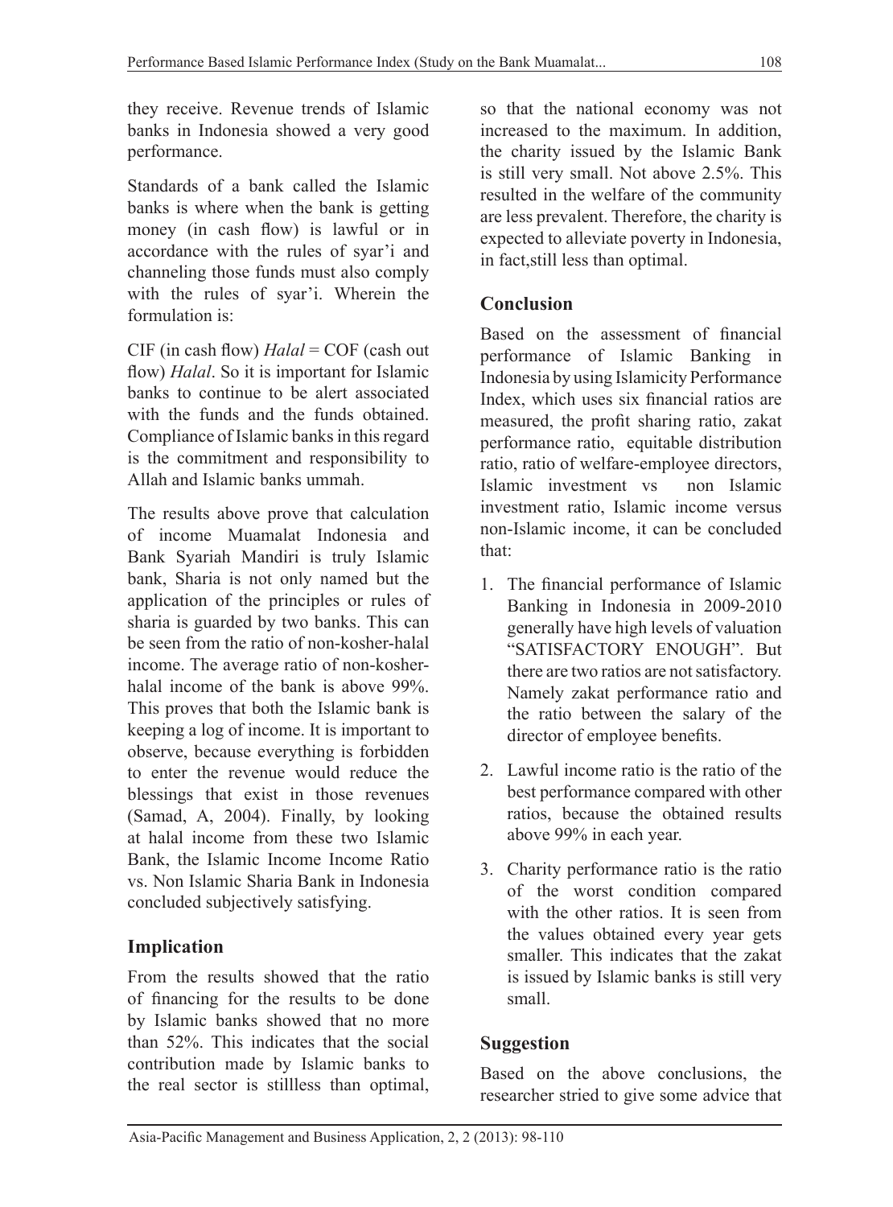they receive. Revenue trends of Islamic banks in Indonesia showed a very good performance.

Standards of a bank called the Islamic banks is where when the bank is getting money (in cash flow) is lawful or in accordance with the rules of syar'i and channeling those funds must also comply with the rules of syar'i. Wherein the formulation is:

CIF (in cash flow) *Halal* = COF (cash out flow) *Halal*. So it is important for Islamic banks to continue to be alert associated with the funds and the funds obtained. Compliance of Islamic banks in this regard is the commitment and responsibility to Allah and Islamic banks ummah.

The results above prove that calculation of income Muamalat Indonesia and Bank Syariah Mandiri is truly Islamic bank, Sharia is not only named but the application of the principles or rules of sharia is guarded by two banks. This can be seen from the ratio of non-kosher-halal income. The average ratio of non-kosher-halal income of the bank is above 99%. This proves that both the Islamic bank is keeping a log of income. It is important to observe, because everything is forbidden to enter the revenue would reduce the blessings that exist in those revenues (Samad, A, 2004). Finally, by looking at halal income from these two Islamic Bank, the Islamic Income Income Ratio vs. Non Islamic Sharia Bank in Indonesia concluded subjectively satisfying.

## Implication

From the results showed that the ratio of financing for the results to be done by Islamic banks showed that no more than 52%. This indicates that the social contribution made by Islamic banks to the real sector is stillless than optimal, so that the national economy was not increased to the maximum. In addition, the charity issued by the Islamic Bank is still very small. Not above 2.5%. This resulted in the welfare of the community are less prevalent. Therefore, the charity is expected to alleviate poverty in Indonesia, in fact,still less than optimal.

## Conclusion

Based on the assessment of financial performance of Islamic Banking in Indonesia by using Islamicity Performance Index, which uses six financial ratios are measured, the profit sharing ratio, zakat performance ratio, equitable distribution ratio, ratio of welfare-employee directors, Islamic investment vs non Islamic investment ratio, Islamic income versus non-Islamic income, it can be concluded that:

1. The financial performance of Islamic Banking in Indonesia in 2009-2010 generally have high levels of valuation "SATISFACTORY ENOUGH". But there are two ratios are not satisfactory. Namely zakat performance ratio and the ratio between the salary of the director of employee benefits.
2. Lawful income ratio is the ratio of the best performance compared with other ratios, because the obtained results above 99% in each year.
3. Charity performance ratio is the ratio of the worst condition compared with the other ratios. It is seen from the values obtained every year gets smaller. This indicates that the zakat is issued by Islamic banks is still very small.

## Suggestion

Based on the above conclusions, the researcher stried to give some advice that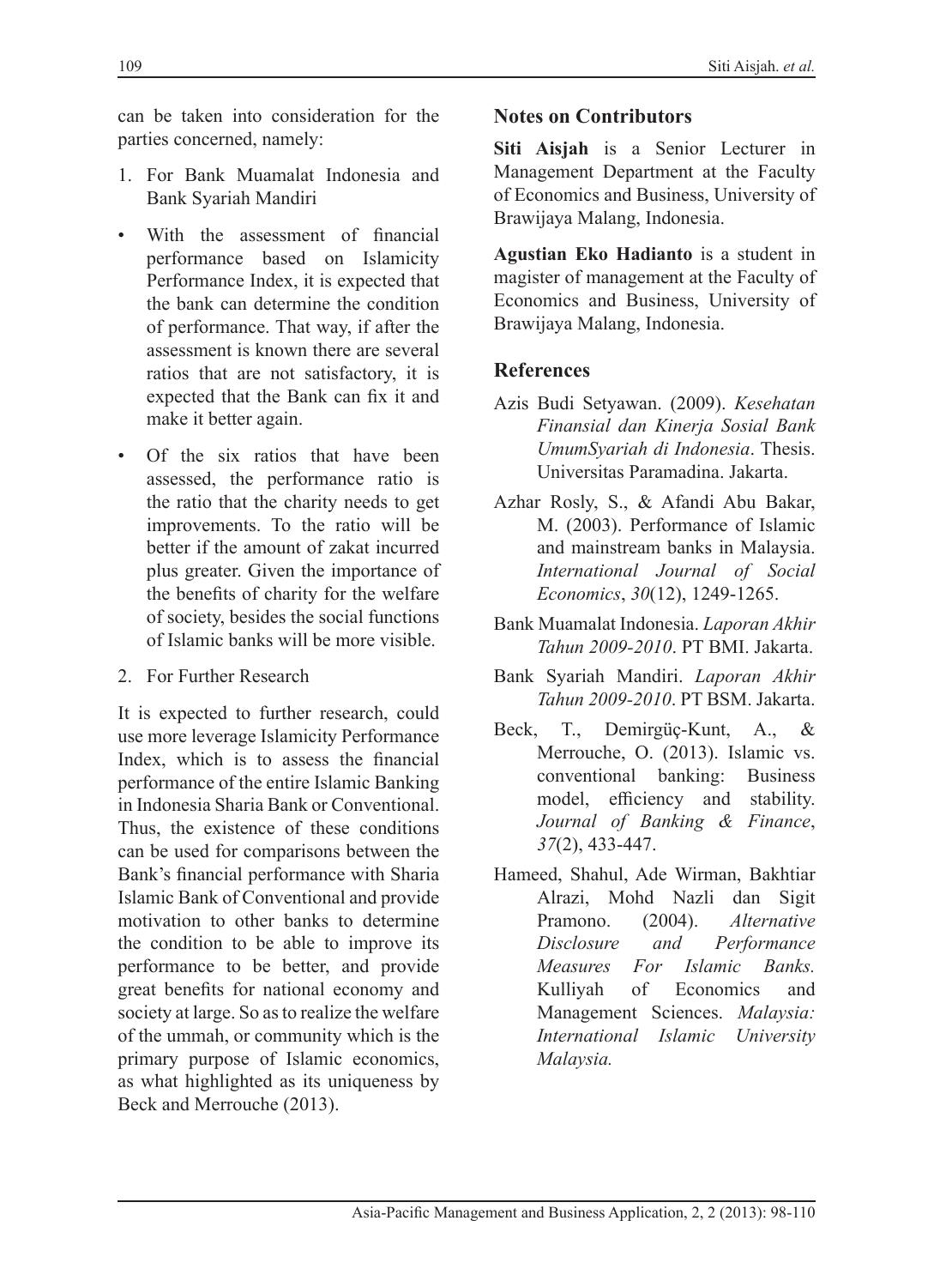can be taken into consideration for the parties concerned, namely:

1. For Bank Muamalat Indonesia and Bank Syariah Mandiri

- With the assessment of financial performance based on Islamicity Performance Index, it is expected that the bank can determine the condition of performance. That way, if after the assessment is known there are several ratios that are not satisfactory, it is expected that the Bank can fix it and make it better again.
- Of the six ratios that have been assessed, the performance ratio is the ratio that the charity needs to get improvements. To the ratio will be better if the amount of zakat incurred plus greater. Given the importance of the benefits of charity for the welfare of society, besides the social functions of Islamic banks will be more visible.

2. For Further Research

It is expected to further research, could use more leverage Islamicity Performance Index, which is to assess the financial performance of the entire Islamic Banking in Indonesia Sharia Bank or Conventional. Thus, the existence of these conditions can be used for comparisons between the Bank's financial performance with Sharia Islamic Bank of Conventional and provide motivation to other banks to determine the condition to be able to improve its performance to be better, and provide great benefits for national economy and society at large. So as to realize the welfare of the ummah, or community which is the primary purpose of Islamic economics, as what highlighted as its uniqueness by Beck and Merrouche (2013).

## Notes on Contributors

**Siti Aisjah** is a Senior Lecturer in Management Department at the Faculty of Economics and Business, University of Brawijaya Malang, Indonesia.

**Agustian Eko Hadianto** is a student in magister of management at the Faculty of Economics and Business, University of Brawijaya Malang, Indonesia.

## References

Azis Budi Setyawan. (2009). *Kesehatan Finansial dan Kinerja Sosial Bank UmumSyariah di Indonesia*. Thesis. Universitas Paramadina. Jakarta.

Azhar Rosly, S., & Afandi Abu Bakar, M. (2003). Performance of Islamic and mainstream banks in Malaysia. *International Journal of Social Economics*, *30*(12), 1249-1265.

Bank Muamalat Indonesia. *Laporan Akhir Tahun 2009-2010*. PT BMI. Jakarta.

Bank Syariah Mandiri. *Laporan Akhir Tahun 2009-2010*. PT BSM. Jakarta.

Beck, T., Demirgüç-Kunt, A., & Merrouche, O. (2013). Islamic vs. conventional banking: Business model, efficiency and stability. *Journal of Banking & Finance*, *37*(2), 433-447.

Hameed, Shahul, Ade Wirman, Bakhtiar Alrazi, Mohd Nazli dan Sigit Pramono. (2004). *Alternative Disclosure and Performance Measures For Islamic Banks.* Kulliyah of Economics and Management Sciences. *Malaysia: International Islamic University Malaysia.*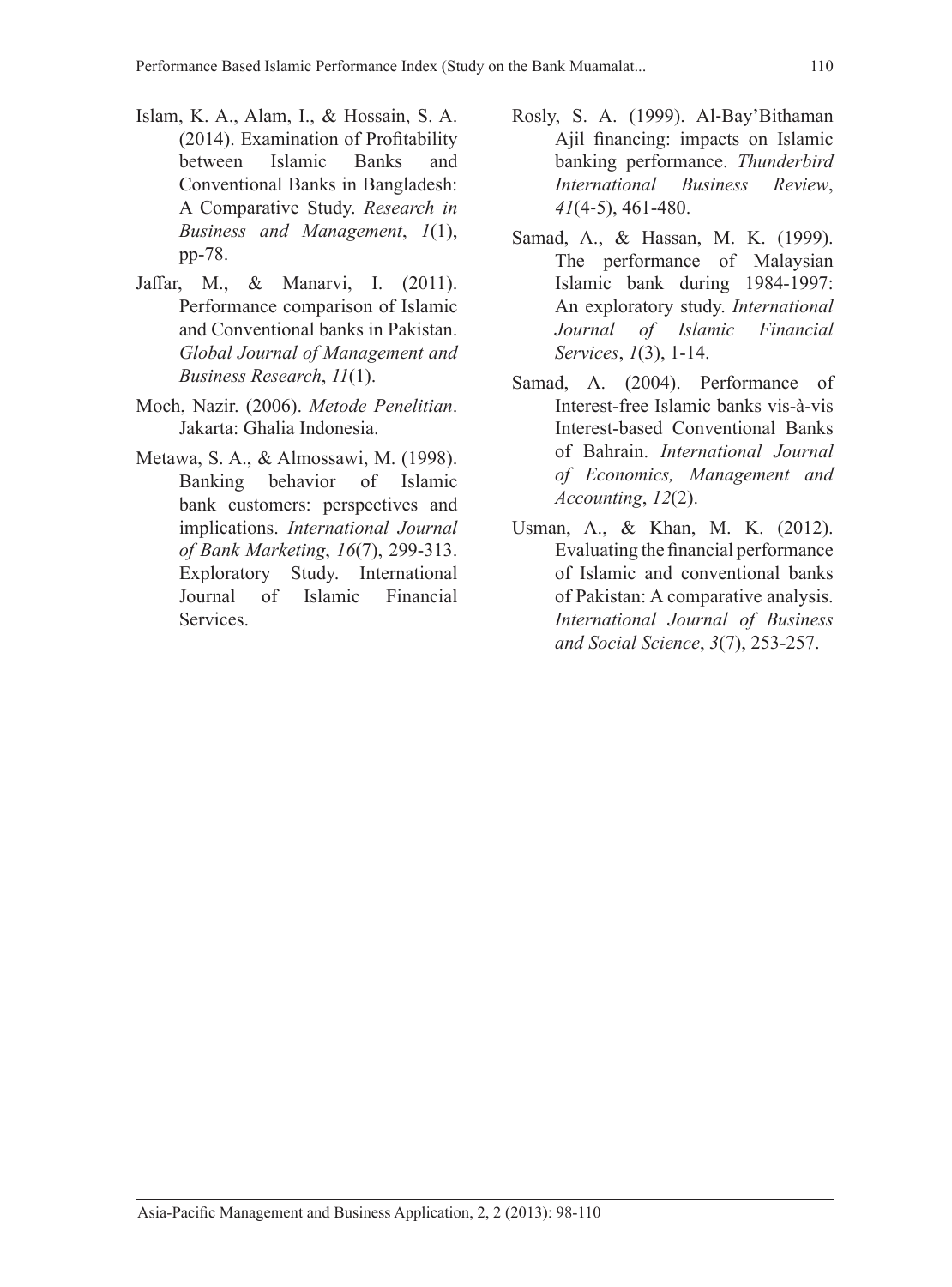Islam, K. A., Alam, I., & Hossain, S. A. (2014). Examination of Profitability between Islamic Banks and Conventional Banks in Bangladesh: A Comparative Study. *Research in Business and Management*, *1*(1), pp-78.

Jaffar, M., & Manarvi, I. (2011). Performance comparison of Islamic and Conventional banks in Pakistan. *Global Journal of Management and Business Research*, *11*(1).

Moch, Nazir. (2006). *Metode Penelitian*. Jakarta: Ghalia Indonesia.

Metawa, S. A., & Almossawi, M. (1998). Banking behavior of Islamic bank customers: perspectives and implications. *International Journal of Bank Marketing*, *16*(7), 299-313. Exploratory Study. International Journal of Islamic Financial Services.

Rosly, S. A. (1999). Al-Bay'Bithaman Ajil financing: impacts on Islamic banking performance. *Thunderbird International Business Review*, *41*(4-5), 461-480.

Samad, A., & Hassan, M. K. (1999). The performance of Malaysian Islamic bank during 1984-1997: An exploratory study. *International Journal of Islamic Financial Services*, *1*(3), 1-14.

Samad, A. (2004). Performance of Interest-free Islamic banks vis-à-vis Interest-based Conventional Banks of Bahrain. *International Journal of Economics, Management and Accounting*, *12*(2).

Usman, A., & Khan, M. K. (2012). Evaluating the financial performance of Islamic and conventional banks of Pakistan: A comparative analysis. *International Journal of Business and Social Science*, *3*(7), 253-257.